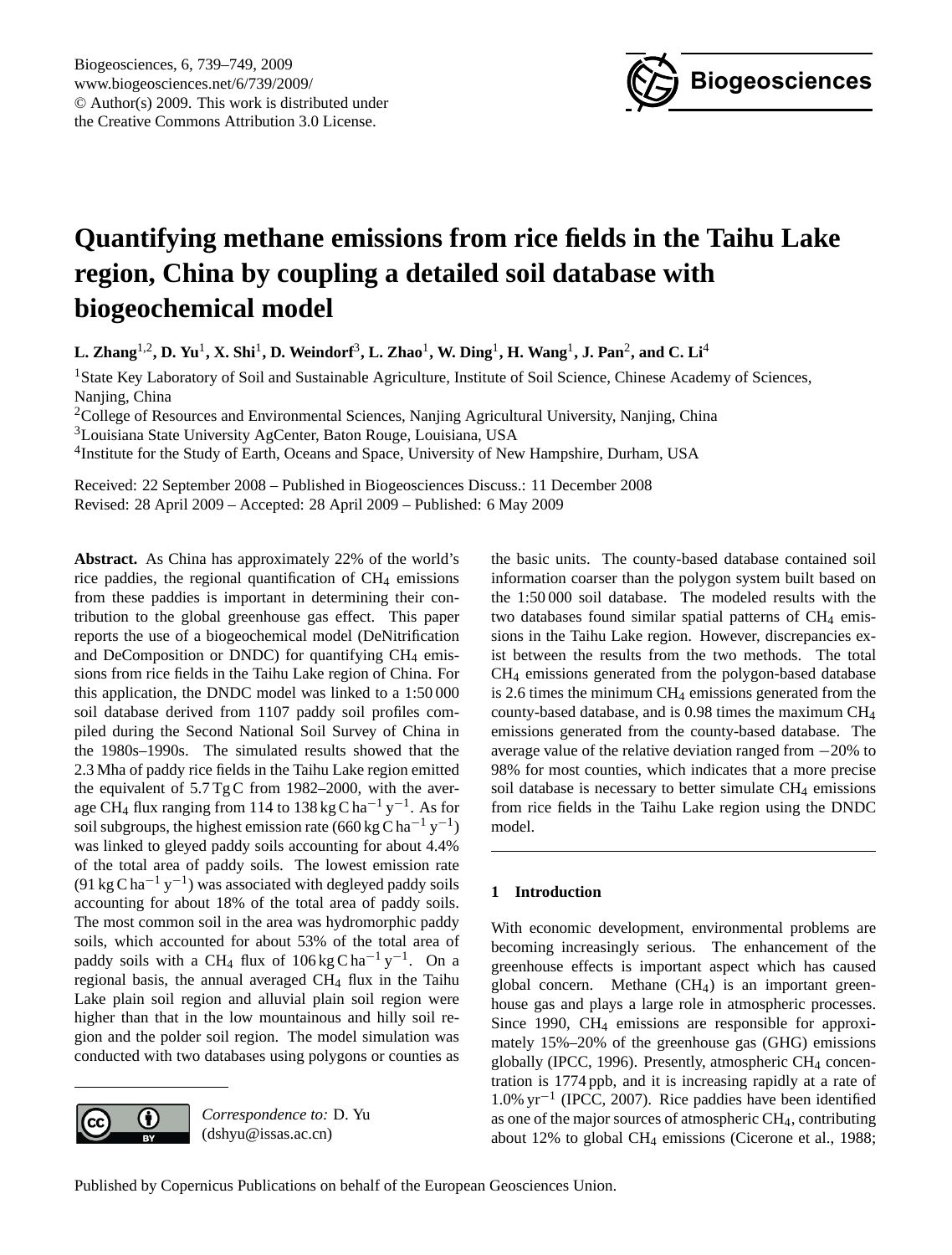# Quantifying methane emissions from rice fields in the Taihu Lake region, China by coupling a detailed soil database with biogeochemical model

**L. Zhang[1,2], D. Yu[1], X. Shi[1], D. Weindorf[3], L. Zhao[1], W. Ding[1], H. Wang[1], J. Pan[2], and C. Li[4]**

[1]State Key Laboratory of Soil and Sustainable Agriculture, Institute of Soil Science, Chinese Academy of Sciences, Nanjing, China

[2]College of Resources and Environmental Sciences, Nanjing Agricultural University, Nanjing, China

[3]Louisiana State University AgCenter, Baton Rouge, Louisiana, USA

[4]Institute for the Study of Earth, Oceans and Space, University of New Hampshire, Durham, USA

Received: 22 September 2008 – Published in Biogeosciences Discuss.: 11 December 2008
Revised: 28 April 2009 – Accepted: 28 April 2009 – Published: 6 May 2009

**Abstract.** As China has approximately 22% of the world's rice paddies, the regional quantification of $CH_4$ emissions from these paddies is important in determining their contribution to the global greenhouse gas effect. This paper reports the use of a biogeochemical model (DeNitrification and DeComposition or DNDC) for quantifying $CH_4$ emissions from rice fields in the Taihu Lake region of China. For this application, the DNDC model was linked to a 1:50 000 soil database derived from 1107 paddy soil profiles compiled during the Second National Soil Survey of China in the 1980s–1990s. The simulated results showed that the 2.3 Mha of paddy rice fields in the Taihu Lake region emitted the equivalent of 5.7 Tg C from 1982–2000, with the average $CH_4$ flux ranging from 114 to 138 kg C $ha^{-1}$ $y^{-1}$. As for soil subgroups, the highest emission rate (660 kg C $ha^{-1}$ $y^{-1}$) was linked to gleyed paddy soils accounting for about 4.4% of the total area of paddy soils. The lowest emission rate (91 kg C $ha^{-1}$ $y^{-1}$) was associated with degleyed paddy soils accounting for about 18% of the total area of paddy soils. The most common soil in the area was hydromorphic paddy soils, which accounted for about 53% of the total area of paddy soils with a $CH_4$ flux of 106 kg C $ha^{-1}$ $y^{-1}$. On a regional basis, the annual averaged $CH_4$ flux in the Taihu Lake plain soil region and alluvial plain soil region were higher than that in the low mountainous and hilly soil region and the polder soil region. The model simulation was conducted with two databases using polygons or counties as the basic units. The county-based database contained soil information coarser than the polygon system built based on the 1:50 000 soil database. The modeled results with the two databases found similar spatial patterns of $CH_4$ emissions in the Taihu Lake region. However, discrepancies exist between the results from the two methods. The total $CH_4$ emissions generated from the polygon-based database is 2.6 times the minimum $CH_4$ emissions generated from the county-based database, and is 0.98 times the maximum $CH_4$ emissions generated from the county-based database. The average value of the relative deviation ranged from −20% to 98% for most counties, which indicates that a more precise soil database is necessary to better simulate $CH_4$ emissions from rice fields in the Taihu Lake region using the DNDC model.

*Correspondence to:* D. Yu (dshyu@issas.ac.cn)

## 1 Introduction

With economic development, environmental problems are becoming increasingly serious. The enhancement of the greenhouse effects is important aspect which has caused global concern. Methane ($CH_4$) is an important greenhouse gas and plays a large role in atmospheric processes. Since 1990, $CH_4$ emissions are responsible for approximately 15%–20% of the greenhouse gas (GHG) emissions globally (IPCC, 1996). Presently, atmospheric $CH_4$ concentration is 1774 ppb, and it is increasing rapidly at a rate of 1.0% $yr^{-1}$ (IPCC, 2007). Rice paddies have been identified as one of the major sources of atmospheric $CH_4$, contributing about 12% to global $CH_4$ emissions (Cicerone et al., 1988;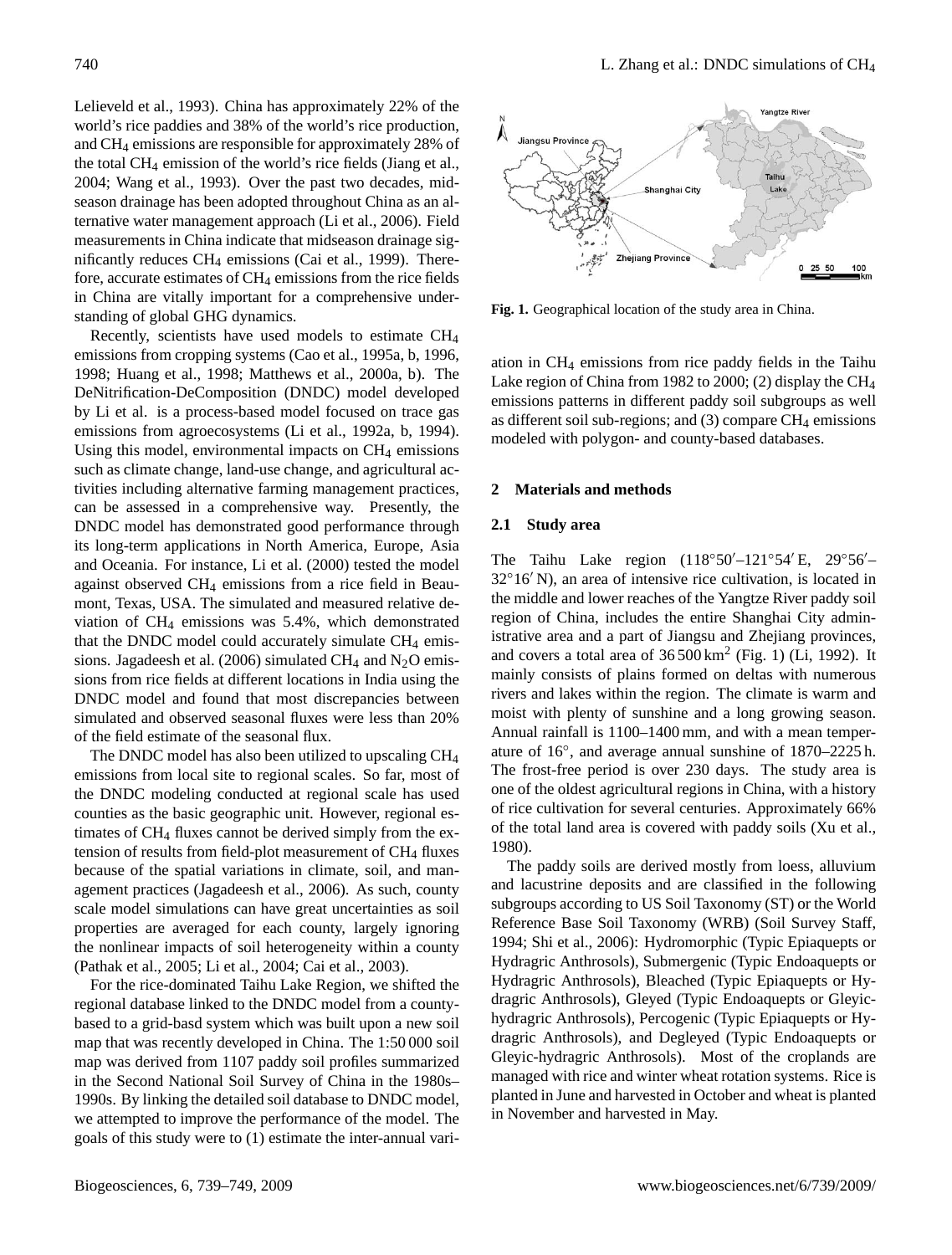Lelieveld et al., 1993). China has approximately 22% of the world's rice paddies and 38% of the world's rice production, and $CH_4$ emissions are responsible for approximately 28% of the total $CH_4$ emission of the world's rice fields (Jiang et al., 2004; Wang et al., 1993). Over the past two decades, mid-season drainage has been adopted throughout China as an alternative water management approach (Li et al., 2006). Field measurements in China indicate that midseason drainage significantly reduces $CH_4$ emissions (Cai et al., 1999). Therefore, accurate estimates of $CH_4$ emissions from the rice fields in China are vitally important for a comprehensive understanding of global GHG dynamics.

Recently, scientists have used models to estimate $CH_4$ emissions from cropping systems (Cao et al., 1995a, b, 1996, 1998; Huang et al., 1998; Matthews et al., 2000a, b). The DeNitrification-DeComposition (DNDC) model developed by Li et al. is a process-based model focused on trace gas emissions from agroecosystems (Li et al., 1992a, b, 1994). Using this model, environmental impacts on $CH_4$ emissions such as climate change, land-use change, and agricultural activities including alternative farming management practices, can be assessed in a comprehensive way. Presently, the DNDC model has demonstrated good performance through its long-term applications in North America, Europe, Asia and Oceania. For instance, Li et al. (2000) tested the model against observed $CH_4$ emissions from a rice field in Beaumont, Texas, USA. The simulated and measured relative deviation of $CH_4$ emissions was 5.4%, which demonstrated that the DNDC model could accurately simulate $CH_4$ emissions. Jagadeesh et al. (2006) simulated $CH_4$ and $N_2O$ emissions from rice fields at different locations in India using the DNDC model and found that most discrepancies between simulated and observed seasonal fluxes were less than 20% of the field estimate of the seasonal flux.

The DNDC model has also been utilized to upscaling $CH_4$ emissions from local site to regional scales. So far, most of the DNDC modeling conducted at regional scale has used counties as the basic geographic unit. However, regional estimates of $CH_4$ fluxes cannot be derived simply from the extension of results from field-plot measurement of $CH_4$ fluxes because of the spatial variations in climate, soil, and management practices (Jagadeesh et al., 2006). As such, county scale model simulations can have great uncertainties as soil properties are averaged for each county, largely ignoring the nonlinear impacts of soil heterogeneity within a county (Pathak et al., 2005; Li et al., 2004; Cai et al., 2003).

For the rice-dominated Taihu Lake Region, we shifted the regional database linked to the DNDC model from a county-based to a grid-basd system which was built upon a new soil map that was recently developed in China. The 1:50 000 soil map was derived from 1107 paddy soil profiles summarized in the Second National Soil Survey of China in the 1980s–1990s. By linking the detailed soil database to DNDC model, we attempted to improve the performance of the model. The goals of this study were to (1) estimate the inter-annual variation in $CH_4$ emissions from rice paddy fields in the Taihu Lake region of China from 1982 to 2000; (2) display the $CH_4$ emissions patterns in different paddy soil subgroups as well as different soil sub-regions; and (3) compare $CH_4$ emissions modeled with polygon- and county-based databases.

**Fig. 1.** Geographical location of the study area in China.

## 2 Materials and methods

### 2.1 Study area

The Taihu Lake region (118°50′–121°54′ E, 29°56′–32°16′ N), an area of intensive rice cultivation, is located in the middle and lower reaches of the Yangtze River paddy soil region of China, includes the entire Shanghai City administrative area and a part of Jiangsu and Zhejiang provinces, and covers a total area of 36 500 $km^2$ (Fig. 1) (Li, 1992). It mainly consists of plains formed on deltas with numerous rivers and lakes within the region. The climate is warm and moist with plenty of sunshine and a long growing season. Annual rainfall is 1100–1400 mm, and with a mean temperature of 16°, and average annual sunshine of 1870–2225 h. The frost-free period is over 230 days. The study area is one of the oldest agricultural regions in China, with a history of rice cultivation for several centuries. Approximately 66% of the total land area is covered with paddy soils (Xu et al., 1980).

The paddy soils are derived mostly from loess, alluvium and lacustrine deposits and are classified in the following subgroups according to US Soil Taxonomy (ST) or the World Reference Base Soil Taxonomy (WRB) (Soil Survey Staff, 1994; Shi et al., 2006): Hydromorphic (Typic Epiaquepts or Hydragric Anthrosols), Submergenic (Typic Endoaquepts or Hydragric Anthrosols), Bleached (Typic Epiaquepts or Hydragric Anthrosols), Gleyed (Typic Endoaquepts or Gleyic-hydragric Anthrosols), Percogenic (Typic Epiaquepts or Hydragric Anthrosols), and Degleyed (Typic Endoaquepts or Gleyic-hydragric Anthrosols). Most of the croplands are managed with rice and winter wheat rotation systems. Rice is planted in June and harvested in October and wheat is planted in November and harvested in May.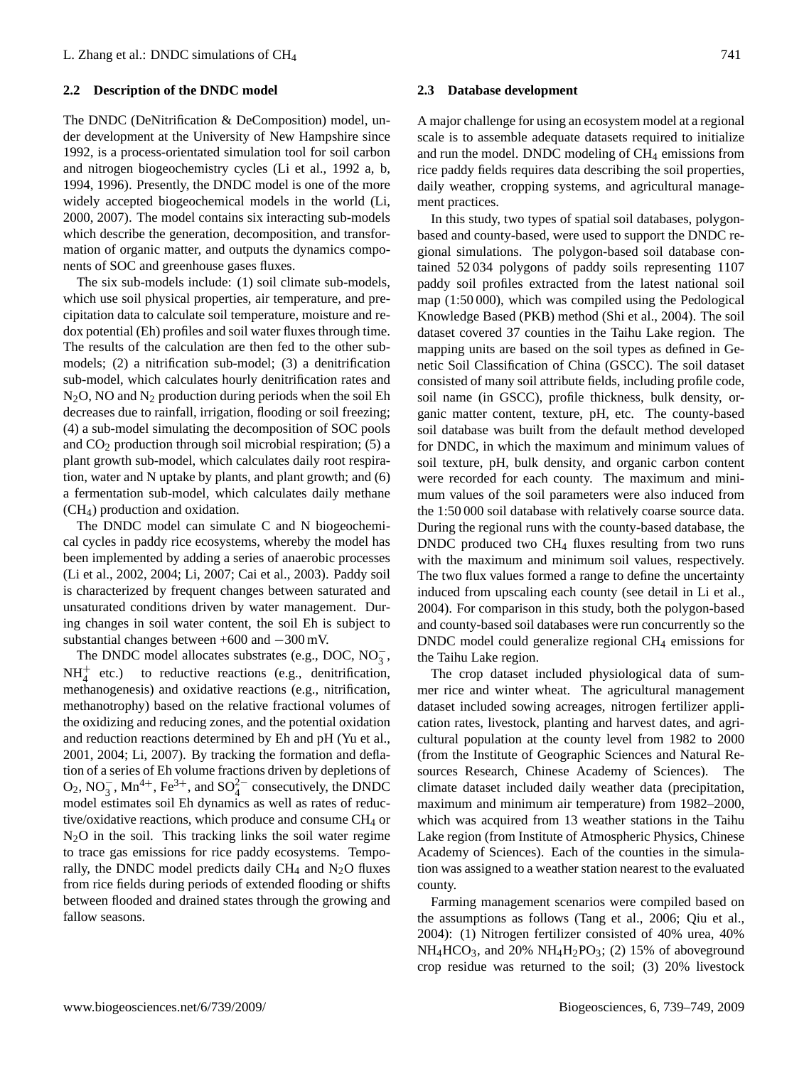### 2.2 Description of the DNDC model

The DNDC (DeNitrification & DeComposition) model, under development at the University of New Hampshire since 1992, is a process-orientated simulation tool for soil carbon and nitrogen biogeochemistry cycles (Li et al., 1992 a, b, 1994, 1996). Presently, the DNDC model is one of the more widely accepted biogeochemical models in the world (Li, 2000, 2007). The model contains six interacting sub-models which describe the generation, decomposition, and transformation of organic matter, and outputs the dynamics components of SOC and greenhouse gases fluxes.

The six sub-models include: (1) soil climate sub-models, which use soil physical properties, air temperature, and precipitation data to calculate soil temperature, moisture and redox potential (Eh) profiles and soil water fluxes through time. The results of the calculation are then fed to the other sub-models; (2) a nitrification sub-model; (3) a denitrification sub-model, which calculates hourly denitrification rates and $N_2O$, NO and $N_2$ production during periods when the soil Eh decreases due to rainfall, irrigation, flooding or soil freezing; (4) a sub-model simulating the decomposition of SOC pools and $CO_2$ production through soil microbial respiration; (5) a plant growth sub-model, which calculates daily root respiration, water and N uptake by plants, and plant growth; and (6) a fermentation sub-model, which calculates daily methane ($CH_4$) production and oxidation.

The DNDC model can simulate C and N biogeochemical cycles in paddy rice ecosystems, whereby the model has been implemented by adding a series of anaerobic processes (Li et al., 2002, 2004; Li, 2007; Cai et al., 2003). Paddy soil is characterized by frequent changes between saturated and unsaturated conditions driven by water management. During changes in soil water content, the soil Eh is subject to substantial changes between +600 and −300 mV.

The DNDC model allocates substrates (e.g., DOC, $NO_3^-$, $NH_4^+$ etc.) to reductive reactions (e.g., denitrification, methanogenesis) and oxidative reactions (e.g., nitrification, methanotrophy) based on the relative fractional volumes of the oxidizing and reducing zones, and the potential oxidation and reduction reactions determined by Eh and pH (Yu et al., 2001, 2004; Li, 2007). By tracking the formation and deflation of a series of Eh volume fractions driven by depletions of $O_2$, $NO_3^-$, $Mn^{4+}$, $Fe^{3+}$, and $SO_4^{2-}$ consecutively, the DNDC model estimates soil Eh dynamics as well as rates of reductive/oxidative reactions, which produce and consume $CH_4$ or $N_2O$ in the soil. This tracking links the soil water regime to trace gas emissions for rice paddy ecosystems. Temporally, the DNDC model predicts daily $CH_4$ and $N_2O$ fluxes from rice fields during periods of extended flooding or shifts between flooded and drained states through the growing and fallow seasons.

### 2.3 Database development

A major challenge for using an ecosystem model at a regional scale is to assemble adequate datasets required to initialize and run the model. DNDC modeling of $CH_4$ emissions from rice paddy fields requires data describing the soil properties, daily weather, cropping systems, and agricultural management practices.

In this study, two types of spatial soil databases, polygon-based and county-based, were used to support the DNDC regional simulations. The polygon-based soil database contained 52 034 polygons of paddy soils representing 1107 paddy soil profiles extracted from the latest national soil map (1:50 000), which was compiled using the Pedological Knowledge Based (PKB) method (Shi et al., 2004). The soil dataset covered 37 counties in the Taihu Lake region. The mapping units are based on the soil types as defined in Genetic Soil Classification of China (GSCC). The soil dataset consisted of many soil attribute fields, including profile code, soil name (in GSCC), profile thickness, bulk density, organic matter content, texture, pH, etc. The county-based soil database was built from the default method developed for DNDC, in which the maximum and minimum values of soil texture, pH, bulk density, and organic carbon content were recorded for each county. The maximum and minimum values of the soil parameters were also induced from the 1:50 000 soil database with relatively coarse source data. During the regional runs with the county-based database, the DNDC produced two $CH_4$ fluxes resulting from two runs with the maximum and minimum soil values, respectively. The two flux values formed a range to define the uncertainty induced from upscaling each county (see detail in Li et al., 2004). For comparison in this study, both the polygon-based and county-based soil databases were run concurrently so the DNDC model could generalize regional $CH_4$ emissions for the Taihu Lake region.

The crop dataset included physiological data of summer rice and winter wheat. The agricultural management dataset included sowing acreages, nitrogen fertilizer application rates, livestock, planting and harvest dates, and agricultural population at the county level from 1982 to 2000 (from the Institute of Geographic Sciences and Natural Resources Research, Chinese Academy of Sciences). The climate dataset included daily weather data (precipitation, maximum and minimum air temperature) from 1982–2000, which was acquired from 13 weather stations in the Taihu Lake region (from Institute of Atmospheric Physics, Chinese Academy of Sciences). Each of the counties in the simulation was assigned to a weather station nearest to the evaluated county.

Farming management scenarios were compiled based on the assumptions as follows (Tang et al., 2006; Qiu et al., 2004): (1) Nitrogen fertilizer consisted of 40% urea, 40% $NH_4HCO_3$, and 20% $NH_4H_2PO_3$; (2) 15% of aboveground crop residue was returned to the soil; (3) 20% livestock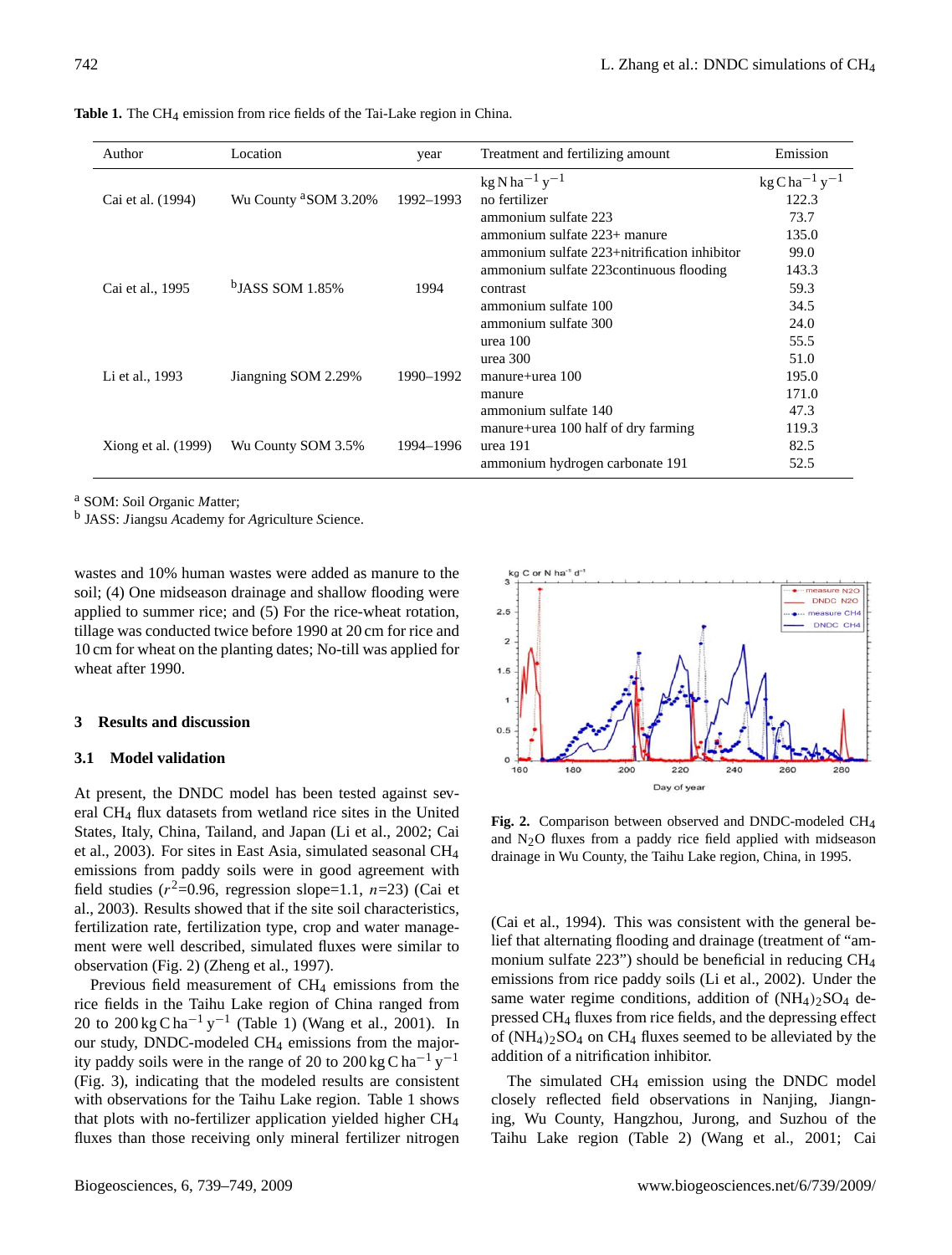**Table 1.** The $CH_4$ emission from rice fields of the Tai-Lake region in China.

| Author | Location | year | Treatment and fertilizing amount | Emission |
|---|---|---|---|---|
| | | | $kg\,N\,ha^{-1}\,y^{-1}$ | $kg\,C\,ha^{-1}\,y^{-1}$ |
| Cai et al. (1994) | Wu County [a]SOM 3.20% | 1992–1993 | no fertilizer | 122.3 |
| | | | ammonium sulfate 223 | 73.7 |
| | | | ammonium sulfate 223+ manure | 135.0 |
| | | | ammonium sulfate 223+nitrification inhibitor | 99.0 |
| | | | ammonium sulfate 223continuous flooding | 143.3 |
| Cai et al., 1995 | [b]JASS SOM 1.85% | 1994 | contrast | 59.3 |
| | | | ammonium sulfate 100 | 34.5 |
| | | | ammonium sulfate 300 | 24.0 |
| | | | urea 100 | 55.5 |
| | | | urea 300 | 51.0 |
| Li et al., 1993 | Jiangning SOM 2.29% | 1990–1992 | manure+urea 100 | 195.0 |
| | | | manure | 171.0 |
| | | | ammonium sulfate 140 | 47.3 |
| | | | manure+urea 100 half of dry farming | 119.3 |
| Xiong et al. (1999) | Wu County SOM 3.5% | 1994–1996 | urea 191 | 82.5 |
| | | | ammonium hydrogen carbonate 191 | 52.5 |

[a] SOM: *S*oil *O*rganic *M*atter;
[b] JASS: *J*iangsu *A*cademy for *A*griculture *S*cience.

wastes and 10% human wastes were added as manure to the soil; (4) One midseason drainage and shallow flooding were applied to summer rice; and (5) For the rice-wheat rotation, tillage was conducted twice before 1990 at 20 cm for rice and 10 cm for wheat on the planting dates; No-till was applied for wheat after 1990.

## 3 Results and discussion

### 3.1 Model validation

At present, the DNDC model has been tested against several $CH_4$ flux datasets from wetland rice sites in the United States, Italy, China, Tailand, and Japan (Li et al., 2002; Cai et al., 2003). For sites in East Asia, simulated seasonal $CH_4$ emissions from paddy soils were in good agreement with field studies ($r^2$=0.96, regression slope=1.1, $n$=23) (Cai et al., 2003). Results showed that if the site soil characteristics, fertilization rate, fertilization type, crop and water management were well described, simulated fluxes were similar to observation (Fig. 2) (Zheng et al., 1997).

Previous field measurement of $CH_4$ emissions from the rice fields in the Taihu Lake region of China ranged from 20 to 200 $kg\,C\,ha^{-1}\,y^{-1}$ (Table 1) (Wang et al., 2001). In our study, DNDC-modeled $CH_4$ emissions from the majority paddy soils were in the range of 20 to 200 $kg\,C\,ha^{-1}\,y^{-1}$ (Fig. 3), indicating that the modeled results are consistent with observations for the Taihu Lake region. Table 1 shows that plots with no-fertilizer application yielded higher $CH_4$ fluxes than those receiving only mineral fertilizer nitrogen (Cai et al., 1994). This was consistent with the general belief that alternating flooding and drainage (treatment of "ammonium sulfate 223") should be beneficial in reducing $CH_4$ emissions from rice paddy soils (Li et al., 2002). Under the same water regime conditions, addition of $(NH_4)_2SO_4$ depressed $CH_4$ fluxes from rice fields, and the depressing effect of $(NH_4)_2SO_4$ on $CH_4$ fluxes seemed to be alleviated by the addition of a nitrification inhibitor.

**Fig. 2.** Comparison between observed and DNDC-modeled $CH_4$ and $N_2O$ fluxes from a paddy rice field applied with midseason drainage in Wu County, the Taihu Lake region, China, in 1995.

The simulated $CH_4$ emission using the DNDC model closely reflected field observations in Nanjing, Jiangning, Wu County, Hangzhou, Jurong, and Suzhou of the Taihu Lake region (Table 2) (Wang et al., 2001; Cai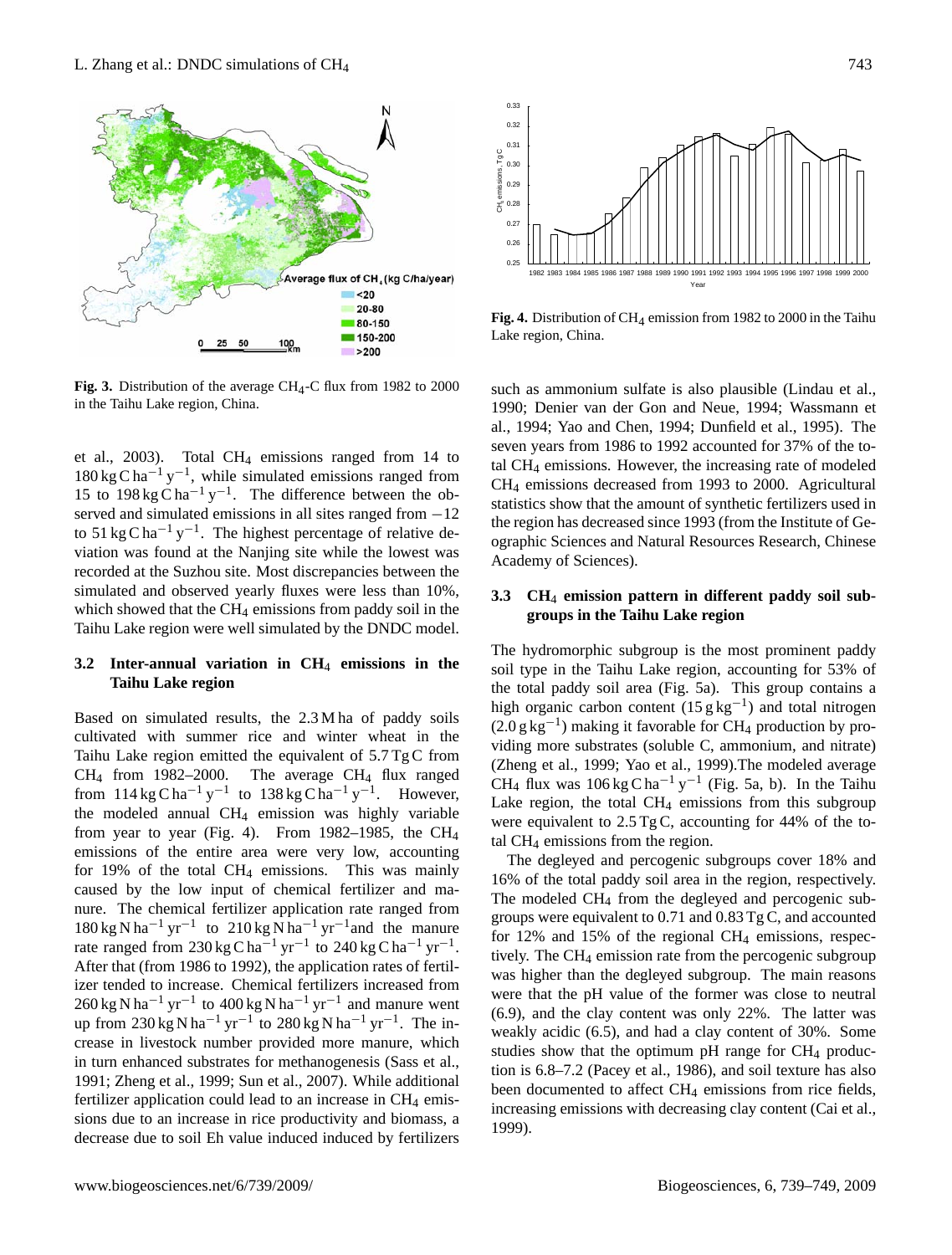Fig. 3. Distribution of the average $CH_4$-C flux from 1982 to 2000 in the Taihu Lake region, China.

Fig. 4. Distribution of $CH_4$ emission from 1982 to 2000 in the Taihu Lake region, China.

et al., 2003). Total $CH_4$ emissions ranged from 14 to 180 kg C ha$^{-1}$ y$^{-1}$, while simulated emissions ranged from 15 to 198 kg C ha$^{-1}$ y$^{-1}$. The difference between the observed and simulated emissions in all sites ranged from −12 to 51 kg C ha$^{-1}$ y$^{-1}$. The highest percentage of relative deviation was found at the Nanjing site while the lowest was recorded at the Suzhou site. Most discrepancies between the simulated and observed yearly fluxes were less than 10%, which showed that the $CH_4$ emissions from paddy soil in the Taihu Lake region were well simulated by the DNDC model.

### 3.2 Inter-annual variation in $CH_4$ emissions in the Taihu Lake region

Based on simulated results, the 2.3 M ha of paddy soils cultivated with summer rice and winter wheat in the Taihu Lake region emitted the equivalent of 5.7 Tg C from $CH_4$ from 1982–2000. The average $CH_4$ flux ranged from 114 kg C ha$^{-1}$ y$^{-1}$ to 138 kg C ha$^{-1}$ y$^{-1}$. However, the modeled annual $CH_4$ emission was highly variable from year to year (Fig. 4). From 1982–1985, the $CH_4$ emissions of the entire area were very low, accounting for 19% of the total $CH_4$ emissions. This was mainly caused by the low input of chemical fertilizer and manure. The chemical fertilizer application rate ranged from 180 kg N ha$^{-1}$ yr$^{-1}$ to 210 kg N ha$^{-1}$ yr$^{-1}$and the manure rate ranged from 230 kg C ha$^{-1}$ yr$^{-1}$ to 240 kg C ha$^{-1}$ yr$^{-1}$. After that (from 1986 to 1992), the application rates of fertilizer tended to increase. Chemical fertilizers increased from 260 kg N ha$^{-1}$ yr$^{-1}$ to 400 kg N ha$^{-1}$ yr$^{-1}$ and manure went up from 230 kg N ha$^{-1}$ yr$^{-1}$ to 280 kg N ha$^{-1}$ yr$^{-1}$. The increase in livestock number provided more manure, which in turn enhanced substrates for methanogenesis (Sass et al., 1991; Zheng et al., 1999; Sun et al., 2007). While additional fertilizer application could lead to an increase in $CH_4$ emissions due to an increase in rice productivity and biomass, a decrease due to soil Eh value induced induced by fertilizers such as ammonium sulfate is also plausible (Lindau et al., 1990; Denier van der Gon and Neue, 1994; Wassmann et al., 1994; Yao and Chen, 1994; Dunfield et al., 1995). The seven years from 1986 to 1992 accounted for 37% of the total $CH_4$ emissions. However, the increasing rate of modeled $CH_4$ emissions decreased from 1993 to 2000. Agricultural statistics show that the amount of synthetic fertilizers used in the region has decreased since 1993 (from the Institute of Geographic Sciences and Natural Resources Research, Chinese Academy of Sciences).

### 3.3 $CH_4$ emission pattern in different paddy soil subgroups in the Taihu Lake region

The hydromorphic subgroup is the most prominent paddy soil type in the Taihu Lake region, accounting for 53% of the total paddy soil area (Fig. 5a). This group contains a high organic carbon content (15 g kg$^{-1}$) and total nitrogen (2.0 g kg$^{-1}$) making it favorable for $CH_4$ production by providing more substrates (soluble C, ammonium, and nitrate) (Zheng et al., 1999; Yao et al., 1999).The modeled average $CH_4$ flux was 106 kg C ha$^{-1}$ y$^{-1}$ (Fig. 5a, b). In the Taihu Lake region, the total $CH_4$ emissions from this subgroup were equivalent to 2.5 Tg C, accounting for 44% of the total $CH_4$ emissions from the region.

The degleyed and percogenic subgroups cover 18% and 16% of the total paddy soil area in the region, respectively. The modeled $CH_4$ from the degleyed and percogenic subgroups were equivalent to 0.71 and 0.83 Tg C, and accounted for 12% and 15% of the regional $CH_4$ emissions, respectively. The $CH_4$ emission rate from the percogenic subgroup was higher than the degleyed subgroup. The main reasons were that the pH value of the former was close to neutral (6.9), and the clay content was only 22%. The latter was weakly acidic (6.5), and had a clay content of 30%. Some studies show that the optimum pH range for $CH_4$ production is 6.8–7.2 (Pacey et al., 1986), and soil texture has also been documented to affect $CH_4$ emissions from rice fields, increasing emissions with decreasing clay content (Cai et al., 1999).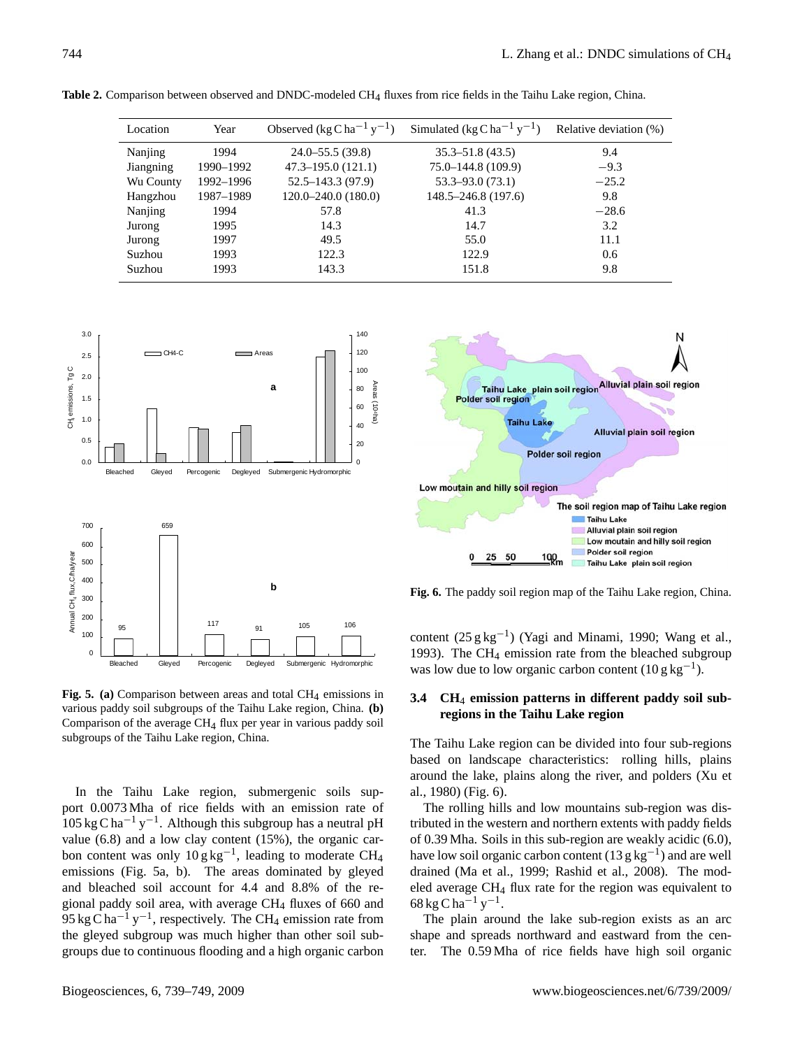**Table 2.** Comparison between observed and DNDC-modeled $CH_4$ fluxes from rice fields in the Taihu Lake region, China.

| Location | Year | Observed ($kg\,C\,ha^{-1}\,y^{-1}$) | Simulated ($kg\,C\,ha^{-1}\,y^{-1}$) | Relative deviation (%) |
|---|---|---|---|---|
| Nanjing | 1994 | 24.0–55.5 (39.8) | 35.3–51.8 (43.5) | 9.4 |
| Jiangning | 1990–1992 | 47.3–195.0 (121.1) | 75.0–144.8 (109.9) | −9.3 |
| Wu County | 1992–1996 | 52.5–143.3 (97.9) | 53.3–93.0 (73.1) | −25.2 |
| Hangzhou | 1987–1989 | 120.0–240.0 (180.0) | 148.5–246.8 (197.6) | 9.8 |
| Nanjing | 1994 | 57.8 | 41.3 | −28.6 |
| Jurong | 1995 | 14.3 | 14.7 | 3.2 |
| Jurong | 1997 | 49.5 | 55.0 | 11.1 |
| Suzhou | 1993 | 122.3 | 122.9 | 0.6 |
| Suzhou | 1993 | 143.3 | 151.8 | 9.8 |

**Fig. 5. (a)** Comparison between areas and total $CH_4$ emissions in various paddy soil subgroups of the Taihu Lake region, China. **(b)** Comparison of the average $CH_4$ flux per year in various paddy soil subgroups of the Taihu Lake region, China.

In the Taihu Lake region, submergenic soils support 0.0073 Mha of rice fields with an emission rate of $105\,kg\,C\,ha^{-1}\,y^{-1}$. Although this subgroup has a neutral pH value (6.8) and a low clay content (15%), the organic carbon content was only $10\,g\,kg^{-1}$, leading to moderate $CH_4$ emissions (Fig. 5a, b). The areas dominated by gleyed and bleached soil account for 4.4 and 8.8% of the regional paddy soil area, with average $CH_4$ fluxes of 660 and $95\,kg\,C\,ha^{-1}\,y^{-1}$, respectively. The $CH_4$ emission rate from the gleyed subgroup was much higher than other soil subgroups due to continuous flooding and a high organic carbon content ($25\,g\,kg^{-1}$) (Yagi and Minami, 1990; Wang et al., 1993). The $CH_4$ emission rate from the bleached subgroup was low due to low organic carbon content ($10\,g\,kg^{-1}$).

**Fig. 6.** The paddy soil region map of the Taihu Lake region, China.

### 3.4 $CH_4$ emission patterns in different paddy soil subregions in the Taihu Lake region

The Taihu Lake region can be divided into four sub-regions based on landscape characteristics: rolling hills, plains around the lake, plains along the river, and polders (Xu et al., 1980) (Fig. 6).

The rolling hills and low mountains sub-region was distributed in the western and northern extents with paddy fields of 0.39 Mha. Soils in this sub-region are weakly acidic (6.0), have low soil organic carbon content ($13\,g\,kg^{-1}$) and are well drained (Ma et al., 1999; Rashid et al., 2008). The modeled average $CH_4$ flux rate for the region was equivalent to $68\,kg\,C\,ha^{-1}\,y^{-1}$.

The plain around the lake sub-region exists as an arc shape and spreads northward and eastward from the center. The 0.59 Mha of rice fields have high soil organic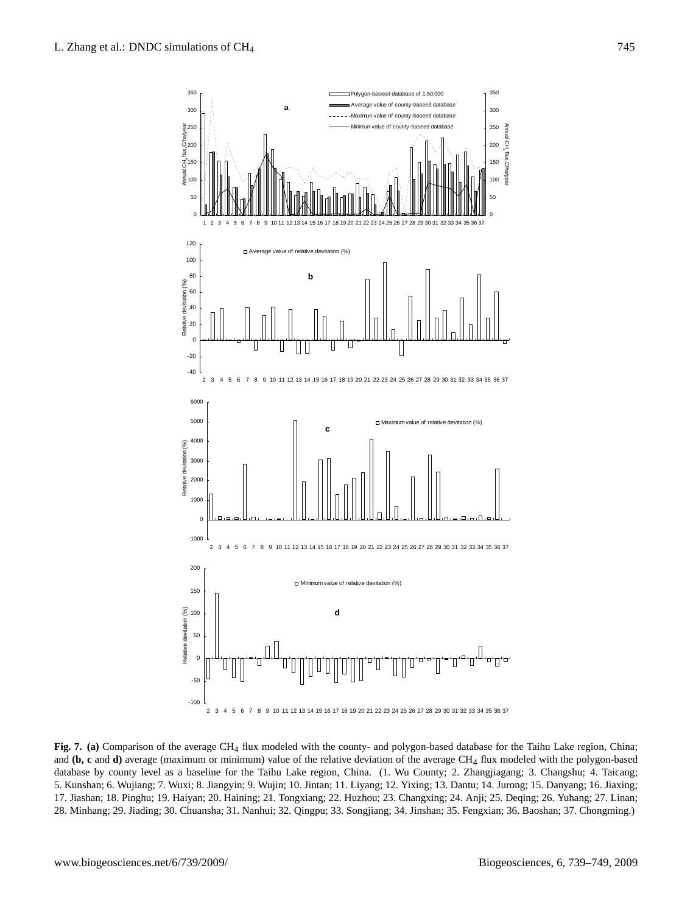**Fig. 7. (a)** Comparison of the average $CH_4$ flux modeled with the county- and polygon-based database for the Taihu Lake region, China; and **(b, c** and **d)** average (maximum or minimum) value of the relative deviation of the average $CH_4$ flux modeled with the polygon-based database by county level as a baseline for the Taihu Lake region, China. (1. Wu County; 2. Zhangjiagang; 3. Changshu; 4. Taicang; 5. Kunshan; 6. Wujiang; 7. Wuxi; 8. Jiangyin; 9. Wujin; 10. Jintan; 11. Liyang; 12. Yixing; 13. Dantu; 14. Jurong; 15. Danyang; 16. Jiaxing; 17. Jiashan; 18. Pinghu; 19. Haiyan; 20. Haining; 21. Tongxiang; 22. Huzhou; 23. Changxing; 24. Anji; 25. Deqing; 26. Yuhang; 27. Linan; 28. Minhang; 29. Jiading; 30. Chuansha; 31. Nanhui; 32. Qingpu; 33. Songjiang; 34. Jinshan; 35. Fengxian; 36. Baoshan; 37. Chongming.)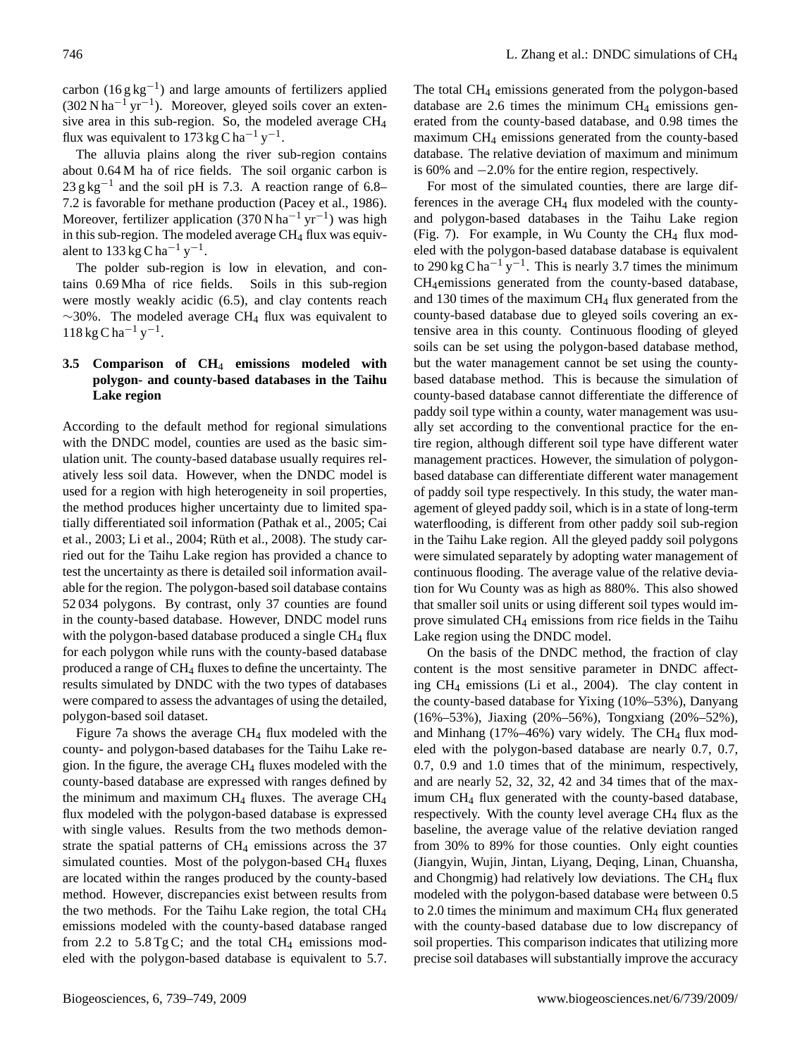carbon ($16\,g\,kg^{-1}$) and large amounts of fertilizers applied ($302\,N\,ha^{-1}\,yr^{-1}$). Moreover, gleyed soils cover an extensive area in this sub-region. So, the modeled average $CH_4$ flux was equivalent to $173\,kg\,C\,ha^{-1}\,y^{-1}$.

The alluvia plains along the river sub-region contains about 0.64 M ha of rice fields. The soil organic carbon is $23\,g\,kg^{-1}$ and the soil pH is 7.3. A reaction range of 6.8–7.2 is favorable for methane production (Pacey et al., 1986). Moreover, fertilizer application ($370\,N\,ha^{-1}\,yr^{-1}$) was high in this sub-region. The modeled average $CH_4$ flux was equivalent to $133\,kg\,C\,ha^{-1}\,y^{-1}$.

The polder sub-region is low in elevation, and contains 0.69 Mha of rice fields. Soils in this sub-region were mostly weakly acidic (6.5), and clay contents reach ~30%. The modeled average $CH_4$ flux was equivalent to $118\,kg\,C\,ha^{-1}\,y^{-1}$.

### 3.5 Comparison of $CH_4$ emissions modeled with polygon- and county-based databases in the Taihu Lake region

According to the default method for regional simulations with the DNDC model, counties are used as the basic simulation unit. The county-based database usually requires relatively less soil data. However, when the DNDC model is used for a region with high heterogeneity in soil properties, the method produces higher uncertainty due to limited spatially differentiated soil information (Pathak et al., 2005; Cai et al., 2003; Li et al., 2004; Rüth et al., 2008). The study carried out for the Taihu Lake region has provided a chance to test the uncertainty as there is detailed soil information available for the region. The polygon-based soil database contains 52 034 polygons. By contrast, only 37 counties are found in the county-based database. However, DNDC model runs with the polygon-based database produced a single $CH_4$ flux for each polygon while runs with the county-based database produced a range of $CH_4$ fluxes to define the uncertainty. The results simulated by DNDC with the two types of databases were compared to assess the advantages of using the detailed, polygon-based soil dataset.

Figure 7a shows the average $CH_4$ flux modeled with the county- and polygon-based databases for the Taihu Lake region. In the figure, the average $CH_4$ fluxes modeled with the county-based database are expressed with ranges defined by the minimum and maximum $CH_4$ fluxes. The average $CH_4$ flux modeled with the polygon-based database is expressed with single values. Results from the two methods demonstrate the spatial patterns of $CH_4$ emissions across the 37 simulated counties. Most of the polygon-based $CH_4$ fluxes are located within the ranges produced by the county-based method. However, discrepancies exist between results from the two methods. For the Taihu Lake region, the total $CH_4$ emissions modeled with the county-based database ranged from 2.2 to 5.8 Tg C; and the total $CH_4$ emissions modeled with the polygon-based database is equivalent to 5.7. The total $CH_4$ emissions generated from the polygon-based database are 2.6 times the minimum $CH_4$ emissions generated from the county-based database, and 0.98 times the maximum $CH_4$ emissions generated from the county-based database. The relative deviation of maximum and minimum is 60% and −2.0% for the entire region, respectively.

For most of the simulated counties, there are large differences in the average $CH_4$ flux modeled with the county- and polygon-based databases in the Taihu Lake region (Fig. 7). For example, in Wu County the $CH_4$ flux modeled with the polygon-based database database is equivalent to $290\,kg\,C\,ha^{-1}\,y^{-1}$. This is nearly 3.7 times the minimum $CH_4$emissions generated from the county-based database, and 130 times of the maximum $CH_4$ flux generated from the county-based database due to gleyed soils covering an extensive area in this county. Continuous flooding of gleyed soils can be set using the polygon-based database method, but the water management cannot be set using the county-based database method. This is because the simulation of county-based database cannot differentiate the difference of paddy soil type within a county, water management was usually set according to the conventional practice for the entire region, although different soil type have different water management practices. However, the simulation of polygon-based database can differentiate different water management of paddy soil type respectively. In this study, the water management of gleyed paddy soil, which is in a state of long-term waterflooding, is different from other paddy soil sub-region in the Taihu Lake region. All the gleyed paddy soil polygons were simulated separately by adopting water management of continuous flooding. The average value of the relative deviation for Wu County was as high as 880%. This also showed that smaller soil units or using different soil types would improve simulated $CH_4$ emissions from rice fields in the Taihu Lake region using the DNDC model.

On the basis of the DNDC method, the fraction of clay content is the most sensitive parameter in DNDC affecting $CH_4$ emissions (Li et al., 2004). The clay content in the county-based database for Yixing (10%–53%), Danyang (16%–53%), Jiaxing (20%–56%), Tongxiang (20%–52%), and Minhang (17%–46%) vary widely. The $CH_4$ flux modeled with the polygon-based database are nearly 0.7, 0.7, 0.7, 0.9 and 1.0 times that of the minimum, respectively, and are nearly 52, 32, 32, 42 and 34 times that of the maximum $CH_4$ flux generated with the county-based database, respectively. With the county level average $CH_4$ flux as the baseline, the average value of the relative deviation ranged from 30% to 89% for those counties. Only eight counties (Jiangyin, Wujin, Jintan, Liyang, Deqing, Linan, Chuansha, and Chongmig) had relatively low deviations. The $CH_4$ flux modeled with the polygon-based database were between 0.5 to 2.0 times the minimum and maximum $CH_4$ flux generated with the county-based database due to low discrepancy of soil properties. This comparison indicates that utilizing more precise soil databases will substantially improve the accuracy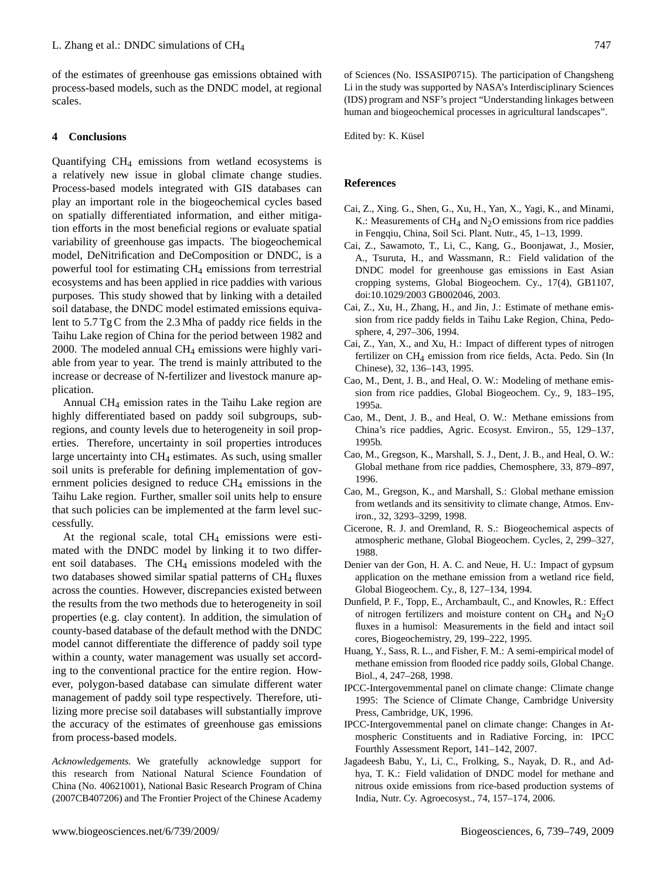of the estimates of greenhouse gas emissions obtained with process-based models, such as the DNDC model, at regional scales.

## 4 Conclusions

Quantifying $CH_4$ emissions from wetland ecosystems is a relatively new issue in global climate change studies. Process-based models integrated with GIS databases can play an important role in the biogeochemical cycles based on spatially differentiated information, and either mitigation efforts in the most beneficial regions or evaluate spatial variability of greenhouse gas impacts. The biogeochemical model, DeNitrification and DeComposition or DNDC, is a powerful tool for estimating $CH_4$ emissions from terrestrial ecosystems and has been applied in rice paddies with various purposes. This study showed that by linking with a detailed soil database, the DNDC model estimated emissions equivalent to 5.7 Tg C from the 2.3 Mha of paddy rice fields in the Taihu Lake region of China for the period between 1982 and 2000. The modeled annual $CH_4$ emissions were highly variable from year to year. The trend is mainly attributed to the increase or decrease of N-fertilizer and livestock manure application.

Annual $CH_4$ emission rates in the Taihu Lake region are highly differentiated based on paddy soil subgroups, subregions, and county levels due to heterogeneity in soil properties. Therefore, uncertainty in soil properties introduces large uncertainty into $CH_4$ estimates. As such, using smaller soil units is preferable for defining implementation of government policies designed to reduce $CH_4$ emissions in the Taihu Lake region. Further, smaller soil units help to ensure that such policies can be implemented at the farm level successfully.

At the regional scale, total $CH_4$ emissions were estimated with the DNDC model by linking it to two different soil databases. The $CH_4$ emissions modeled with the two databases showed similar spatial patterns of $CH_4$ fluxes across the counties. However, discrepancies existed between the results from the two methods due to heterogeneity in soil properties (e.g. clay content). In addition, the simulation of county-based database of the default method with the DNDC model cannot differentiate the difference of paddy soil type within a county, water management was usually set according to the conventional practice for the entire region. However, polygon-based database can simulate different water management of paddy soil type respectively. Therefore, utilizing more precise soil databases will substantially improve the accuracy of the estimates of greenhouse gas emissions from process-based models.

*Acknowledgements.* We gratefully acknowledge support for this research from National Natural Science Foundation of China (No. 40621001), National Basic Research Program of China (2007CB407206) and The Frontier Project of the Chinese Academy of Sciences (No. ISSASIP0715). The participation of Changsheng Li in the study was supported by NASA's Interdisciplinary Sciences (IDS) program and NSF's project "Understanding linkages between human and biogeochemical processes in agricultural landscapes".

Edited by: K. Küsel

## References

Cai, Z., Xing. G., Shen, G., Xu, H., Yan, X., Yagi, K., and Minami, K.: Measurements of $CH_4$ and $N_2O$ emissions from rice paddies in Fengqiu, China, Soil Sci. Plant. Nutr., 45, 1–13, 1999.

Cai, Z., Sawamoto, T., Li, C., Kang, G., Boonjawat, J., Mosier, A., Tsuruta, H., and Wassmann, R.: Field validation of the DNDC model for greenhouse gas emissions in East Asian cropping systems, Global Biogeochem. Cy., 17(4), GB1107, doi:10.1029/2003 GB002046, 2003.

Cai, Z., Xu, H., Zhang, H., and Jin, J.: Estimate of methane emission from rice paddy fields in Taihu Lake Region, China, Pedosphere, 4, 297–306, 1994.

Cai, Z., Yan, X., and Xu, H.: Impact of different types of nitrogen fertilizer on $CH_4$ emission from rice fields, Acta. Pedo. Sin (In Chinese), 32, 136–143, 1995.

Cao, M., Dent, J. B., and Heal, O. W.: Modeling of methane emission from rice paddies, Global Biogeochem. Cy., 9, 183–195, 1995a.

Cao, M., Dent, J. B., and Heal, O. W.: Methane emissions from China's rice paddies, Agric. Ecosyst. Environ., 55, 129–137, 1995b.

Cao, M., Gregson, K., Marshall, S. J., Dent, J. B., and Heal, O. W.: Global methane from rice paddies, Chemosphere, 33, 879–897, 1996.

Cao, M., Gregson, K., and Marshall, S.: Global methane emission from wetlands and its sensitivity to climate change, Atmos. Environ., 32, 3293–3299, 1998.

Cicerone, R. J. and Oremland, R. S.: Biogeochemical aspects of atmospheric methane, Global Biogeochem. Cycles, 2, 299–327, 1988.

Denier van der Gon, H. A. C. and Neue, H. U.: Impact of gypsum application on the methane emission from a wetland rice field, Global Biogeochem. Cy., 8, 127–134, 1994.

Dunfield, P. F., Topp, E., Archambault, C., and Knowles, R.: Effect of nitrogen fertilizers and moisture content on $CH_4$ and $N_2O$ fluxes in a humisol: Measurements in the field and intact soil cores, Biogeochemistry, 29, 199–222, 1995.

Huang, Y., Sass, R. L., and Fisher, F. M.: A semi-empirical model of methane emission from flooded rice paddy soils, Global Change. Biol., 4, 247–268, 1998.

IPCC-Intergovemmental panel on climate change: Climate change 1995: The Science of Climate Change, Cambridge University Press, Cambridge, UK, 1996.

IPCC-Intergovemmental panel on climate change: Changes in Atmospheric Constituents and in Radiative Forcing, in: IPCC Fourthly Assessment Report, 141–142, 2007.

Jagadeesh Babu, Y., Li, C., Frolking, S., Nayak, D. R., and Adhya, T. K.: Field validation of DNDC model for methane and nitrous oxide emissions from rice-based production systems of India, Nutr. Cy. Agroecosyst., 74, 157–174, 2006.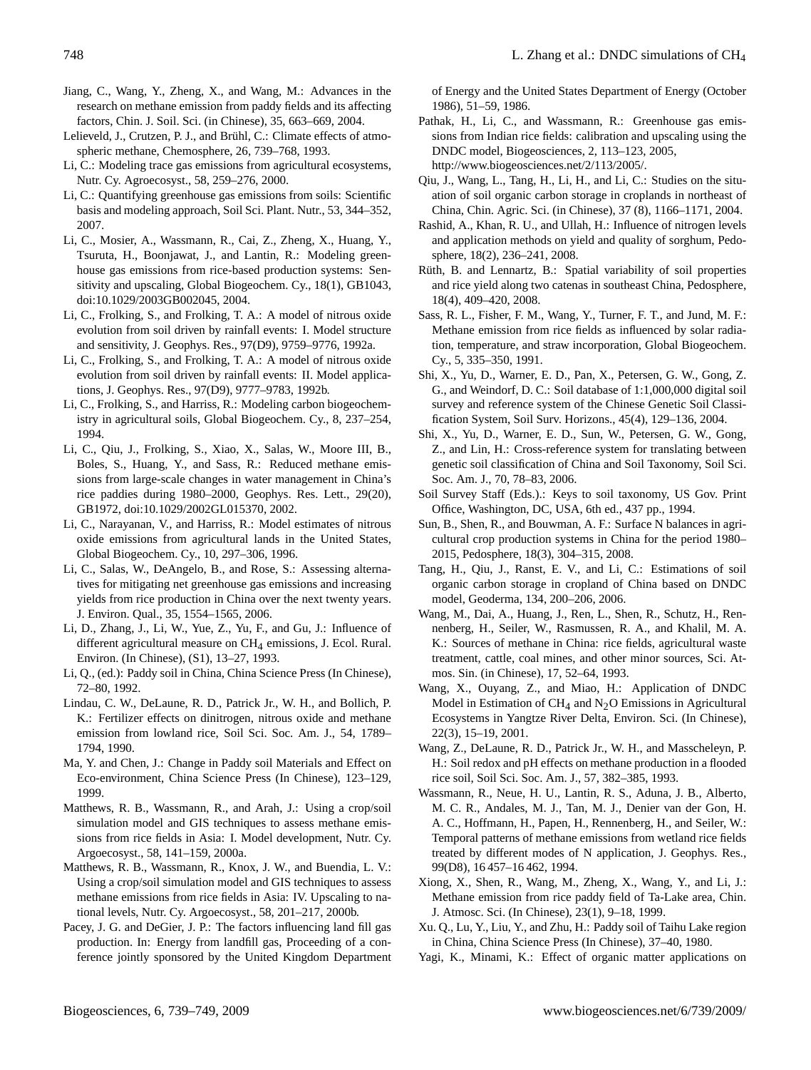Jiang, C., Wang, Y., Zheng, X., and Wang, M.: Advances in the research on methane emission from paddy fields and its affecting factors, Chin. J. Soil. Sci. (in Chinese), 35, 663–669, 2004.

Lelieveld, J., Crutzen, P. J., and Brühl, C.: Climate effects of atmospheric methane, Chemosphere, 26, 739–768, 1993.

Li, C.: Modeling trace gas emissions from agricultural ecosystems, Nutr. Cy. Agroecosyst., 58, 259–276, 2000.

Li, C.: Quantifying greenhouse gas emissions from soils: Scientific basis and modeling approach, Soil Sci. Plant. Nutr., 53, 344–352, 2007.

Li, C., Mosier, A., Wassmann, R., Cai, Z., Zheng, X., Huang, Y., Tsuruta, H., Boonjawat, J., and Lantin, R.: Modeling greenhouse gas emissions from rice-based production systems: Sensitivity and upscaling, Global Biogeochem. Cy., 18(1), GB1043, doi:10.1029/2003GB002045, 2004.

Li, C., Frolking, S., and Frolking, T. A.: A model of nitrous oxide evolution from soil driven by rainfall events: I. Model structure and sensitivity, J. Geophys. Res., 97(D9), 9759–9776, 1992a.

Li, C., Frolking, S., and Frolking, T. A.: A model of nitrous oxide evolution from soil driven by rainfall events: II. Model applications, J. Geophys. Res., 97(D9), 9777–9783, 1992b.

Li, C., Frolking, S., and Harriss, R.: Modeling carbon biogeochemistry in agricultural soils, Global Biogeochem. Cy., 8, 237–254, 1994.

Li, C., Qiu, J., Frolking, S., Xiao, X., Salas, W., Moore III, B., Boles, S., Huang, Y., and Sass, R.: Reduced methane emissions from large-scale changes in water management in China's rice paddies during 1980–2000, Geophys. Res. Lett., 29(20), GB1972, doi:10.1029/2002GL015370, 2002.

Li, C., Narayanan, V., and Harriss, R.: Model estimates of nitrous oxide emissions from agricultural lands in the United States, Global Biogeochem. Cy., 10, 297–306, 1996.

Li, C., Salas, W., DeAngelo, B., and Rose, S.: Assessing alternatives for mitigating net greenhouse gas emissions and increasing yields from rice production in China over the next twenty years. J. Environ. Qual., 35, 1554–1565, 2006.

Li, D., Zhang, J., Li, W., Yue, Z., Yu, F., and Gu, J.: Influence of different agricultural measure on $CH_4$ emissions, J. Ecol. Rural. Environ. (In Chinese), (S1), 13–27, 1993.

Li, Q., (ed.): Paddy soil in China, China Science Press (In Chinese), 72–80, 1992.

Lindau, C. W., DeLaune, R. D., Patrick Jr., W. H., and Bollich, P. K.: Fertilizer effects on dinitrogen, nitrous oxide and methane emission from lowland rice, Soil Sci. Soc. Am. J., 54, 1789–1794, 1990.

Ma, Y. and Chen, J.: Change in Paddy soil Materials and Effect on Eco-environment, China Science Press (In Chinese), 123–129, 1999.

Matthews, R. B., Wassmann, R., and Arah, J.: Using a crop/soil simulation model and GIS techniques to assess methane emissions from rice fields in Asia: I. Model development, Nutr. Cy. Argoecosyst., 58, 141–159, 2000a.

Matthews, R. B., Wassmann, R., Knox, J. W., and Buendia, L. V.: Using a crop/soil simulation model and GIS techniques to assess methane emissions from rice fields in Asia: IV. Upscaling to national levels, Nutr. Cy. Argoecosyst., 58, 201–217, 2000b.

Pacey, J. G. and DeGier, J. P.: The factors influencing land fill gas production. In: Energy from landfill gas, Proceeding of a conference jointly sponsored by the United Kingdom Department of Energy and the United States Department of Energy (October 1986), 51–59, 1986.

Pathak, H., Li, C., and Wassmann, R.: Greenhouse gas emissions from Indian rice fields: calibration and upscaling using the DNDC model, Biogeosciences, 2, 113–123, 2005, http://www.biogeosciences.net/2/113/2005/.

Qiu, J., Wang, L., Tang, H., Li, H., and Li, C.: Studies on the situation of soil organic carbon storage in croplands in northeast of China, Chin. Agric. Sci. (in Chinese), 37 (8), 1166–1171, 2004.

Rashid, A., Khan, R. U., and Ullah, H.: Influence of nitrogen levels and application methods on yield and quality of sorghum, Pedosphere, 18(2), 236–241, 2008.

Rüth, B. and Lennartz, B.: Spatial variability of soil properties and rice yield along two catenas in southeast China, Pedosphere, 18(4), 409–420, 2008.

Sass, R. L., Fisher, F. M., Wang, Y., Turner, F. T., and Jund, M. F.: Methane emission from rice fields as influenced by solar radiation, temperature, and straw incorporation, Global Biogeochem. Cy., 5, 335–350, 1991.

Shi, X., Yu, D., Warner, E. D., Pan, X., Petersen, G. W., Gong, Z. G., and Weindorf, D. C.: Soil database of 1:1,000,000 digital soil survey and reference system of the Chinese Genetic Soil Classification System, Soil Surv. Horizons., 45(4), 129–136, 2004.

Shi, X., Yu, D., Warner, E. D., Sun, W., Petersen, G. W., Gong, Z., and Lin, H.: Cross-reference system for translating between genetic soil classification of China and Soil Taxonomy, Soil Sci. Soc. Am. J., 70, 78–83, 2006.

Soil Survey Staff (Eds.).: Keys to soil taxonomy, US Gov. Print Office, Washington, DC, USA, 6th ed., 437 pp., 1994.

Sun, B., Shen, R., and Bouwman, A. F.: Surface N balances in agricultural crop production systems in China for the period 1980–2015, Pedosphere, 18(3), 304–315, 2008.

Tang, H., Qiu, J., Ranst, E. V., and Li, C.: Estimations of soil organic carbon storage in cropland of China based on DNDC model, Geoderma, 134, 200–206, 2006.

Wang, M., Dai, A., Huang, J., Ren, L., Shen, R., Schutz, H., Rennenberg, H., Seiler, W., Rasmussen, R. A., and Khalil, M. A. K.: Sources of methane in China: rice fields, agricultural waste treatment, cattle, coal mines, and other minor sources, Sci. Atmos. Sin. (in Chinese), 17, 52–64, 1993.

Wang, X., Ouyang, Z., and Miao, H.: Application of DNDC Model in Estimation of $CH_4$ and $N_2O$ Emissions in Agricultural Ecosystems in Yangtze River Delta, Environ. Sci. (in Chinese), 22(3), 15–19, 2001.

Wang, Z., DeLaune, R. D., Patrick Jr., W. H., and Masscheleyn, P. H.: Soil redox and pH effects on methane production in a flooded rice soil, Soil Sci. Soc. Am. J., 57, 382–385, 1993.

Wassmann, R., Neue, H. U., Lantin, R. S., Aduna, J. B., Alberto, M. C. R., Andales, M. J., Tan, M. J., Denier van der Gon, H. A. C., Hoffmann, H., Papen, H., Rennenberg, H., and Seiler, W.: Temporal patterns of methane emissions from wetland rice fields treated by different modes of N application, J. Geophys. Res., 99(D8), 16 457–16 462, 1994.

Xiong, X., Shen, R., Wang, M., Zheng, X., Wang, Y., and Li, J.: Methane emission from rice paddy field of Ta-Lake area, Chin. J. Atmosc. Sci. (In Chinese), 23(1), 9–18, 1999.

Xu. Q., Lu, Y., Liu, Y., and Zhu, H.: Paddy soil of Taihu Lake region in China, China Science Press (In Chinese), 37–40, 1980.

Yagi, K., Minami, K.: Effect of organic matter applications on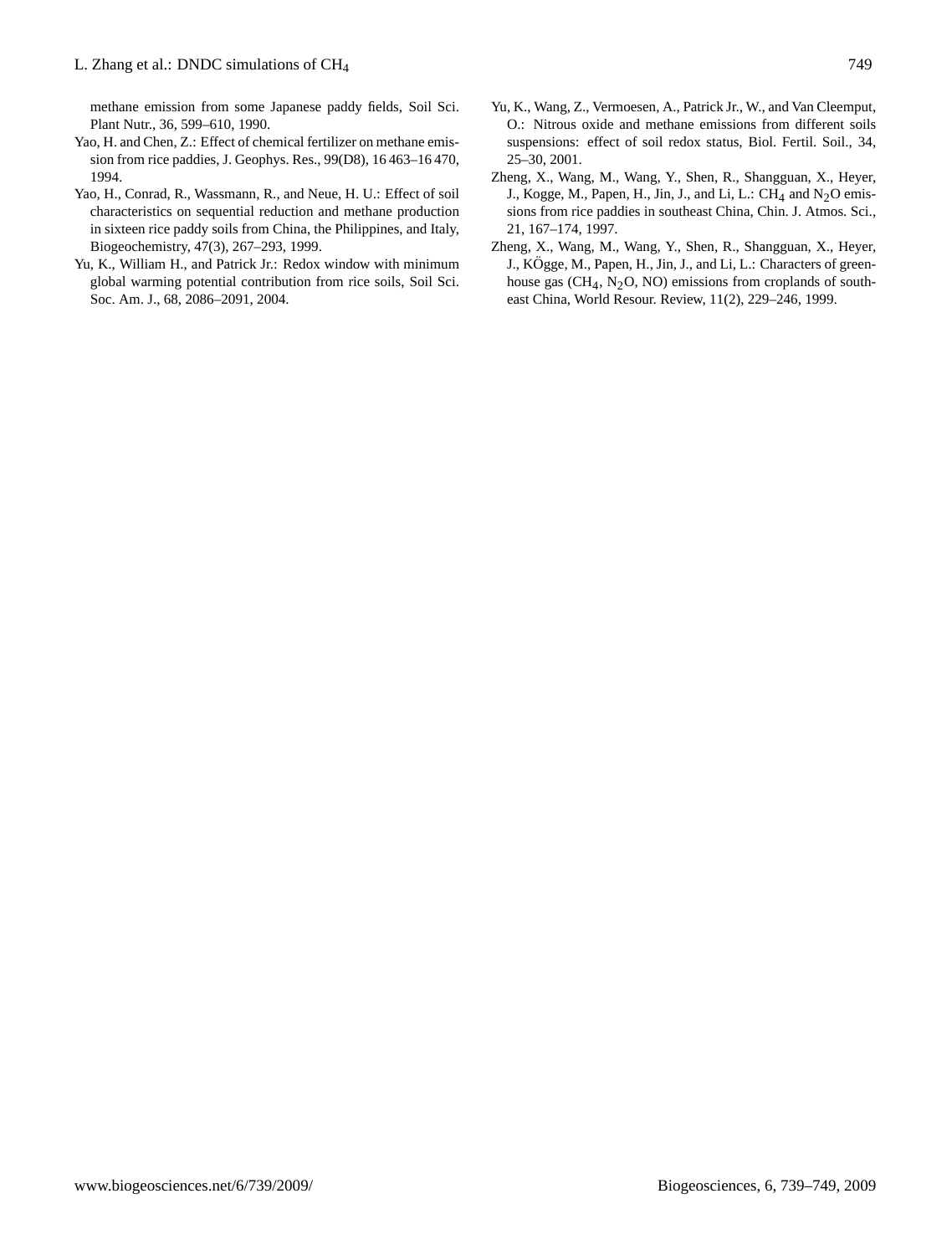methane emission from some Japanese paddy fields, Soil Sci. Plant Nutr., 36, 599–610, 1990.

Yao, H. and Chen, Z.: Effect of chemical fertilizer on methane emission from rice paddies, J. Geophys. Res., 99(D8), 16 463–16 470, 1994.

Yao, H., Conrad, R., Wassmann, R., and Neue, H. U.: Effect of soil characteristics on sequential reduction and methane production in sixteen rice paddy soils from China, the Philippines, and Italy, Biogeochemistry, 47(3), 267–293, 1999.

Yu, K., William H., and Patrick Jr.: Redox window with minimum global warming potential contribution from rice soils, Soil Sci. Soc. Am. J., 68, 2086–2091, 2004.

Yu, K., Wang, Z., Vermoesen, A., Patrick Jr., W., and Van Cleemput, O.: Nitrous oxide and methane emissions from different soils suspensions: effect of soil redox status, Biol. Fertil. Soil., 34, 25–30, 2001.

Zheng, X., Wang, M., Wang, Y., Shen, R., Shangguan, X., Heyer, J., Kogge, M., Papen, H., Jin, J., and Li, L.: $CH_4$ and $N_2O$ emissions from rice paddies in southeast China, Chin. J. Atmos. Sci., 21, 167–174, 1997.

Zheng, X., Wang, M., Wang, Y., Shen, R., Shangguan, X., Heyer, J., KÖgge, M., Papen, H., Jin, J., and Li, L.: Characters of greenhouse gas ($CH_4$, $N_2O$, NO) emissions from croplands of southeast China, World Resour. Review, 11(2), 229–246, 1999.